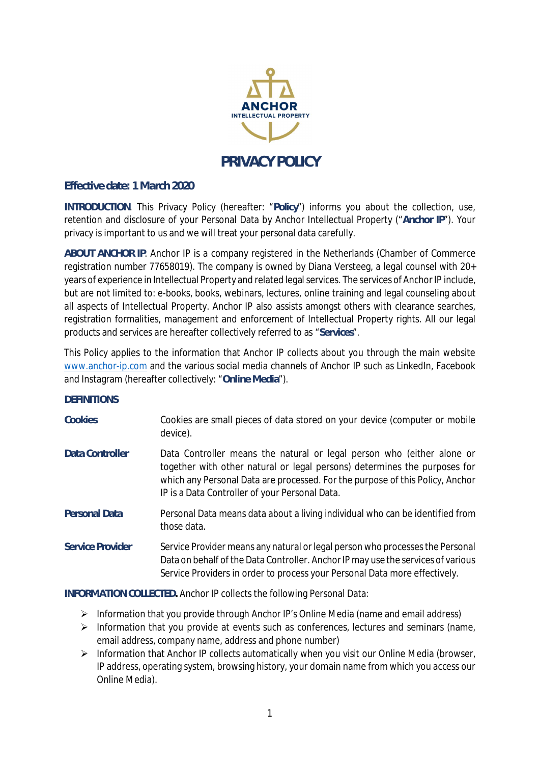ANCHOR
INTELLECTUAL PROPERTY

# PRIVACY POLICY

**Effective date: 1 March 2020**

**INTRODUCTION**. This Privacy Policy (hereafter: "**Policy**") informs you about the collection, use, retention and disclosure of your Personal Data by Anchor Intellectual Property ("**Anchor IP**"). Your privacy is important to us and we will treat your personal data carefully.

**ABOUT ANCHOR IP**. Anchor IP is a company registered in the Netherlands (Chamber of Commerce registration number 77658019). The company is owned by Diana Versteeg, a legal counsel with 20+ years of experience in Intellectual Property and related legal services. The services of Anchor IP include, but are not limited to: e-books, books, webinars, lectures, online training and legal counseling about all aspects of Intellectual Property. Anchor IP also assists amongst others with clearance searches, registration formalities, management and enforcement of Intellectual Property rights. All our legal products and services are hereafter collectively referred to as "**Services**".

This Policy applies to the information that Anchor IP collects about you through the main website www.anchor-ip.com and the various social media channels of Anchor IP such as LinkedIn, Facebook and Instagram (hereafter collectively: "**Online Media**").

**DEFINITIONS**

| | |
|---|---|
| **Cookies** | Cookies are small pieces of data stored on your device (computer or mobile device). |
| **Data Controller** | Data Controller means the natural or legal person who (either alone or together with other natural or legal persons) determines the purposes for which any Personal Data are processed. For the purpose of this Policy, Anchor IP is a Data Controller of your Personal Data. |
| **Personal Data** | Personal Data means data about a living individual who can be identified from those data. |
| **Service Provider** | Service Provider means any natural or legal person who processes the Personal Data on behalf of the Data Controller. Anchor IP may use the services of various Service Providers in order to process your Personal Data more effectively. |

**INFORMATION COLLECTED.** Anchor IP collects the following Personal Data:

- Information that you provide through Anchor IP's Online Media (name and email address)
- Information that you provide at events such as conferences, lectures and seminars (name, email address, company name, address and phone number)
- Information that Anchor IP collects automatically when you visit our Online Media (browser, IP address, operating system, browsing history, your domain name from which you access our Online Media).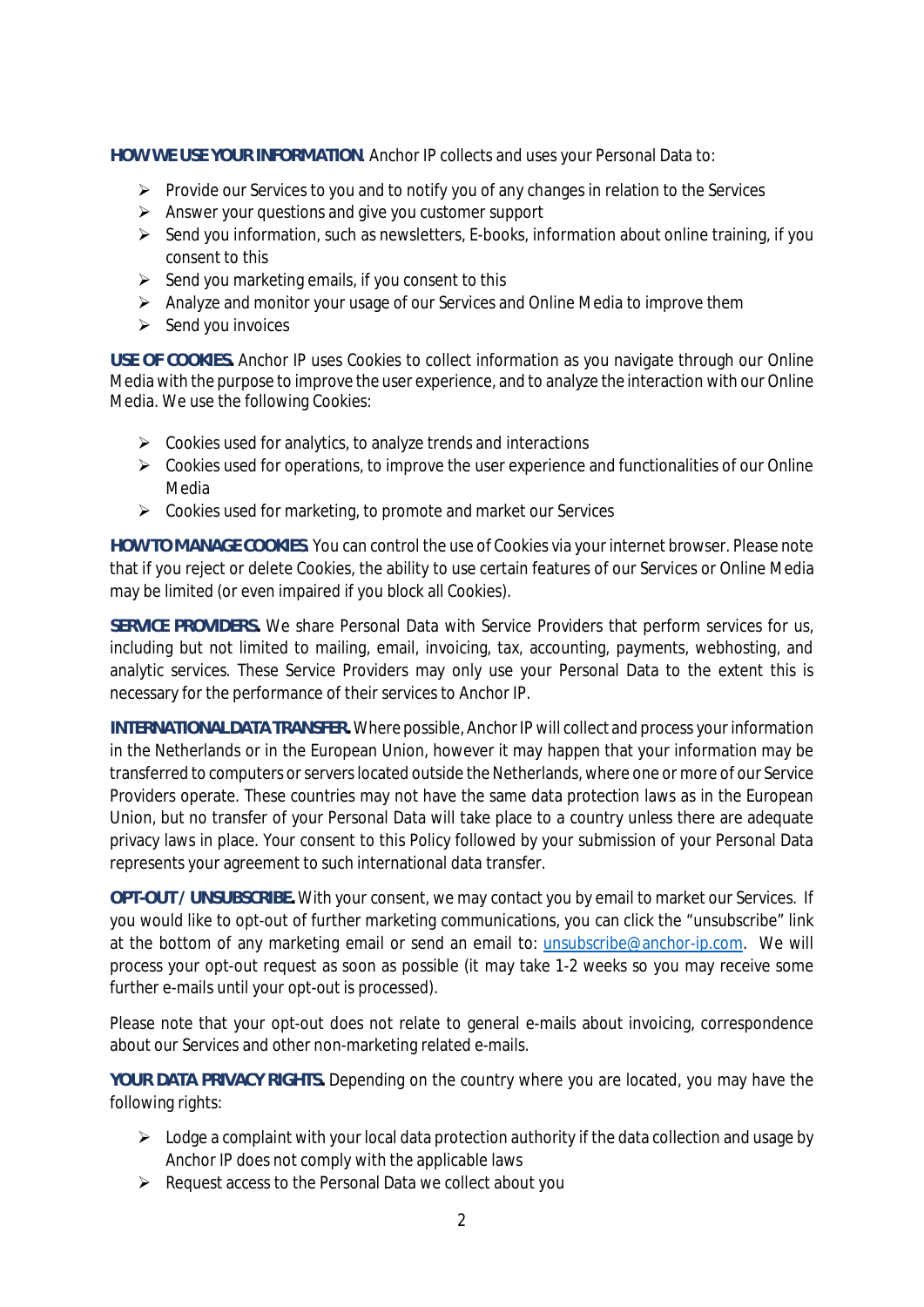**HOW WE USE YOUR INFORMATION**. Anchor IP collects and uses your Personal Data to:

- Provide our Services to you and to notify you of any changes in relation to the Services
- Answer your questions and give you customer support
- Send you information, such as newsletters, E-books, information about online training, if you consent to this
- Send you marketing emails, if you consent to this
- Analyze and monitor your usage of our Services and Online Media to improve them
- Send you invoices

**USE OF COOKIES.** Anchor IP uses Cookies to collect information as you navigate through our Online Media with the purpose to improve the user experience, and to analyze the interaction with our Online Media. We use the following Cookies:

- Cookies used for analytics, to analyze trends and interactions
- Cookies used for operations, to improve the user experience and functionalities of our Online Media
- Cookies used for marketing, to promote and market our Services

**HOW TO MANAGE COOKIES**. You can control the use of Cookies via your internet browser. Please note that if you reject or delete Cookies, the ability to use certain features of our Services or Online Media may be limited (or even impaired if you block all Cookies).

**SERVICE PROVIDERS.** We share Personal Data with Service Providers that perform services for us, including but not limited to mailing, email, invoicing, tax, accounting, payments, webhosting, and analytic services. These Service Providers may only use your Personal Data to the extent this is necessary for the performance of their services to Anchor IP.

**INTERNATIONAL DATA TRANSFER.** Where possible, Anchor IP will collect and process your information in the Netherlands or in the European Union, however it may happen that your information may be transferred to computers or servers located outside the Netherlands, where one or more of our Service Providers operate. These countries may not have the same data protection laws as in the European Union, but no transfer of your Personal Data will take place to a country unless there are adequate privacy laws in place. Your consent to this Policy followed by your submission of your Personal Data represents your agreement to such international data transfer.

**OPT-OUT / UNSUBSCRIBE.** With your consent, we may contact you by email to market our Services. If you would like to opt-out of further marketing communications, you can click the "unsubscribe" link at the bottom of any marketing email or send an email to: unsubscribe@anchor-ip.com. We will process your opt-out request as soon as possible (it may take 1-2 weeks so you may receive some further e-mails until your opt-out is processed).

Please note that your opt-out does not relate to general e-mails about invoicing, correspondence about our Services and other non-marketing related e-mails.

**YOUR DATA PRIVACY RIGHTS.** Depending on the country where you are located, you may have the following rights:

- Lodge a complaint with your local data protection authority if the data collection and usage by Anchor IP does not comply with the applicable laws
- Request access to the Personal Data we collect about you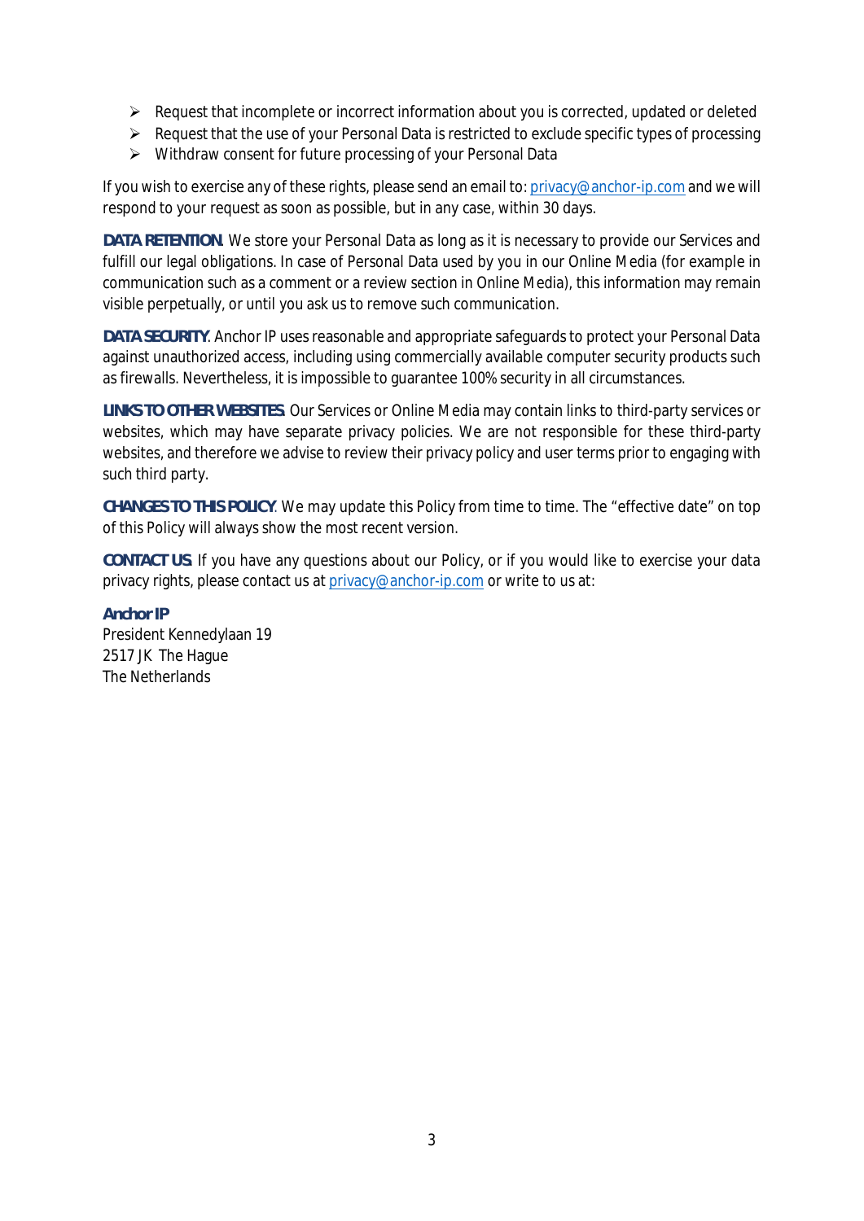- Request that incomplete or incorrect information about you is corrected, updated or deleted
- Request that the use of your Personal Data is restricted to exclude specific types of processing
- Withdraw consent for future processing of your Personal Data

If you wish to exercise any of these rights, please send an email to: privacy@anchor-ip.com and we will respond to your request as soon as possible, but in any case, within 30 days.

**DATA RETENTION**. We store your Personal Data as long as it is necessary to provide our Services and fulfill our legal obligations. In case of Personal Data used by you in our Online Media (for example in communication such as a comment or a review section in Online Media), this information may remain visible perpetually, or until you ask us to remove such communication.

**DATA SECURITY**. Anchor IP uses reasonable and appropriate safeguards to protect your Personal Data against unauthorized access, including using commercially available computer security products such as firewalls. Nevertheless, it is impossible to guarantee 100% security in all circumstances.

**LINKS TO OTHER WEBSITES**. Our Services or Online Media may contain links to third-party services or websites, which may have separate privacy policies. We are not responsible for these third-party websites, and therefore we advise to review their privacy policy and user terms prior to engaging with such third party.

**CHANGES TO THIS POLICY**. We may update this Policy from time to time. The "effective date" on top of this Policy will always show the most recent version.

**CONTACT US**. If you have any questions about our Policy, or if you would like to exercise your data privacy rights, please contact us at privacy@anchor-ip.com or write to us at:

**Anchor IP**
President Kennedylaan 19
2517 JK The Hague
The Netherlands